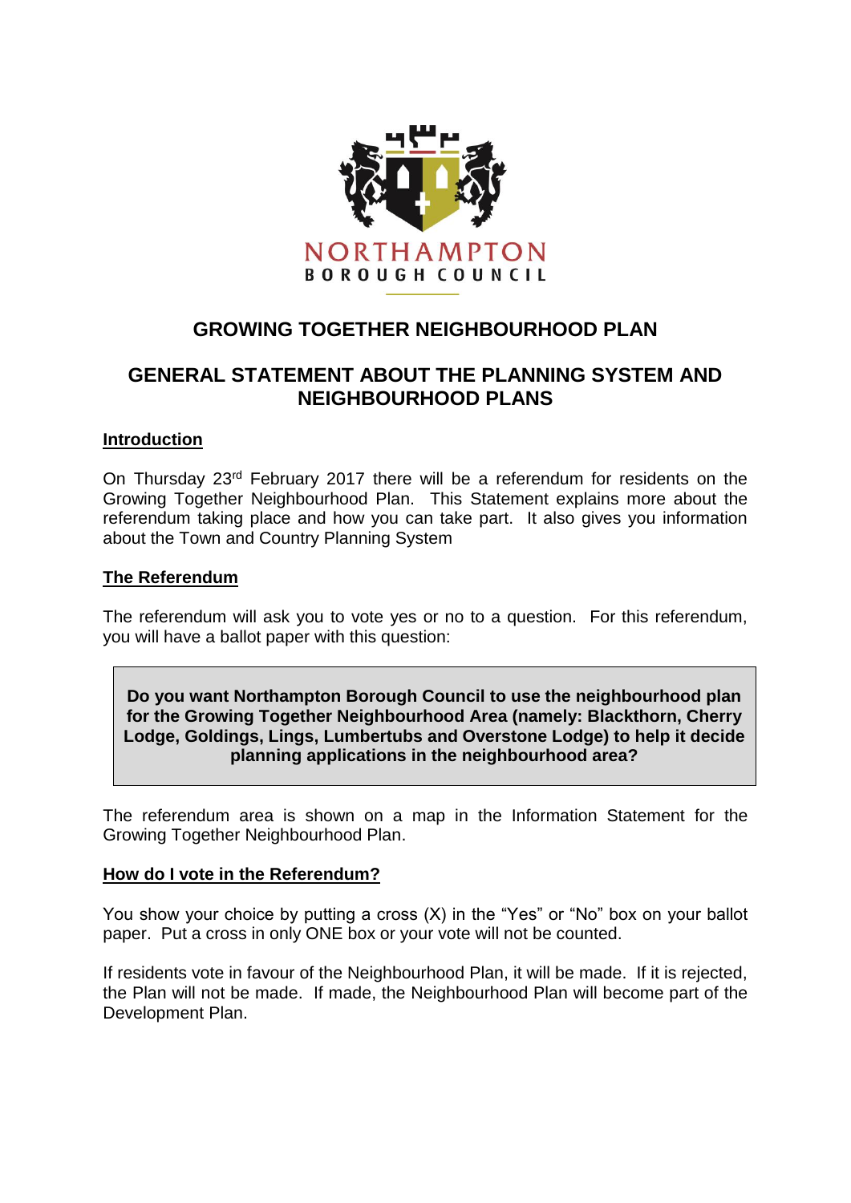NORTHAMPTON
BOROUGH COUNCIL

# GROWING TOGETHER NEIGHBOURHOOD PLAN

## GENERAL STATEMENT ABOUT THE PLANNING SYSTEM AND NEIGHBOURHOOD PLANS

### Introduction

On Thursday 23rd February 2017 there will be a referendum for residents on the Growing Together Neighbourhood Plan. This Statement explains more about the referendum taking place and how you can take part. It also gives you information about the Town and Country Planning System

### The Referendum

The referendum will ask you to vote yes or no to a question. For this referendum, you will have a ballot paper with this question:

> **Do you want Northampton Borough Council to use the neighbourhood plan for the Growing Together Neighbourhood Area (namely: Blackthorn, Cherry Lodge, Goldings, Lings, Lumbertubs and Overstone Lodge) to help it decide planning applications in the neighbourhood area?**

The referendum area is shown on a map in the Information Statement for the Growing Together Neighbourhood Plan.

### How do I vote in the Referendum?

You show your choice by putting a cross (X) in the "Yes" or "No" box on your ballot paper. Put a cross in only ONE box or your vote will not be counted.

If residents vote in favour of the Neighbourhood Plan, it will be made. If it is rejected, the Plan will not be made. If made, the Neighbourhood Plan will become part of the Development Plan.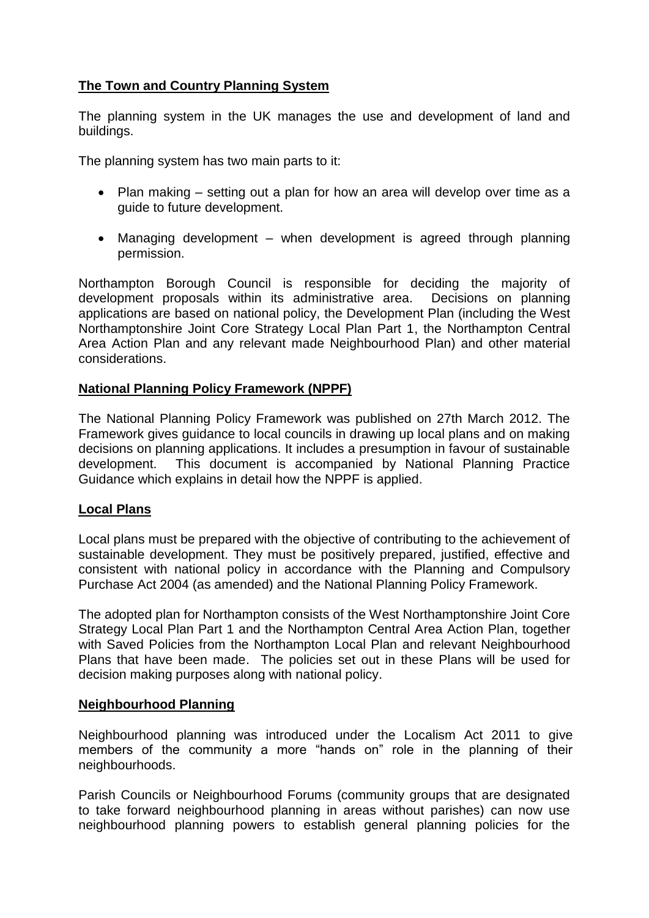## The Town and Country Planning System

The planning system in the UK manages the use and development of land and buildings.

The planning system has two main parts to it:

- Plan making – setting out a plan for how an area will develop over time as a guide to future development.
- Managing development – when development is agreed through planning permission.

Northampton Borough Council is responsible for deciding the majority of development proposals within its administrative area. Decisions on planning applications are based on national policy, the Development Plan (including the West Northamptonshire Joint Core Strategy Local Plan Part 1, the Northampton Central Area Action Plan and any relevant made Neighbourhood Plan) and other material considerations.

## National Planning Policy Framework (NPPF)

The National Planning Policy Framework was published on 27th March 2012. The Framework gives guidance to local councils in drawing up local plans and on making decisions on planning applications. It includes a presumption in favour of sustainable development. This document is accompanied by National Planning Practice Guidance which explains in detail how the NPPF is applied.

## Local Plans

Local plans must be prepared with the objective of contributing to the achievement of sustainable development. They must be positively prepared, justified, effective and consistent with national policy in accordance with the Planning and Compulsory Purchase Act 2004 (as amended) and the National Planning Policy Framework.

The adopted plan for Northampton consists of the West Northamptonshire Joint Core Strategy Local Plan Part 1 and the Northampton Central Area Action Plan, together with Saved Policies from the Northampton Local Plan and relevant Neighbourhood Plans that have been made. The policies set out in these Plans will be used for decision making purposes along with national policy.

## Neighbourhood Planning

Neighbourhood planning was introduced under the Localism Act 2011 to give members of the community a more "hands on" role in the planning of their neighbourhoods.

Parish Councils or Neighbourhood Forums (community groups that are designated to take forward neighbourhood planning in areas without parishes) can now use neighbourhood planning powers to establish general planning policies for the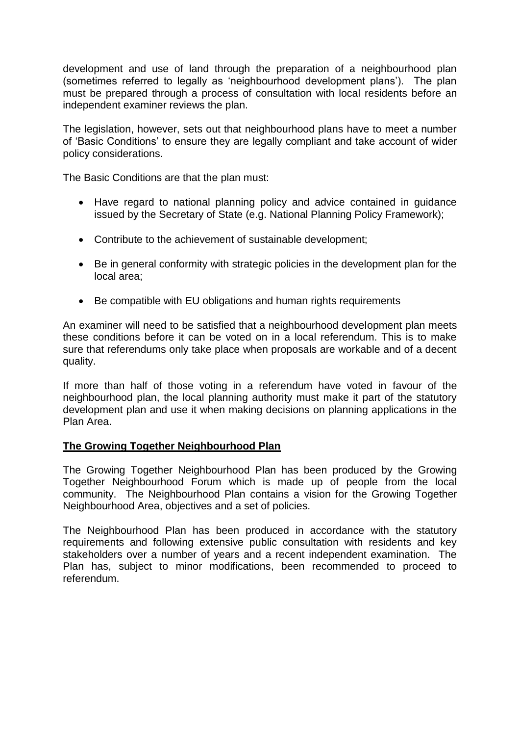development and use of land through the preparation of a neighbourhood plan (sometimes referred to legally as 'neighbourhood development plans'). The plan must be prepared through a process of consultation with local residents before an independent examiner reviews the plan.

The legislation, however, sets out that neighbourhood plans have to meet a number of 'Basic Conditions' to ensure they are legally compliant and take account of wider policy considerations.

The Basic Conditions are that the plan must:

- Have regard to national planning policy and advice contained in guidance issued by the Secretary of State (e.g. National Planning Policy Framework);
- Contribute to the achievement of sustainable development;
- Be in general conformity with strategic policies in the development plan for the local area;
- Be compatible with EU obligations and human rights requirements

An examiner will need to be satisfied that a neighbourhood development plan meets these conditions before it can be voted on in a local referendum. This is to make sure that referendums only take place when proposals are workable and of a decent quality.

If more than half of those voting in a referendum have voted in favour of the neighbourhood plan, the local planning authority must make it part of the statutory development plan and use it when making decisions on planning applications in the Plan Area.

**The Growing Together Neighbourhood Plan**

The Growing Together Neighbourhood Plan has been produced by the Growing Together Neighbourhood Forum which is made up of people from the local community. The Neighbourhood Plan contains a vision for the Growing Together Neighbourhood Area, objectives and a set of policies.

The Neighbourhood Plan has been produced in accordance with the statutory requirements and following extensive public consultation with residents and key stakeholders over a number of years and a recent independent examination. The Plan has, subject to minor modifications, been recommended to proceed to referendum.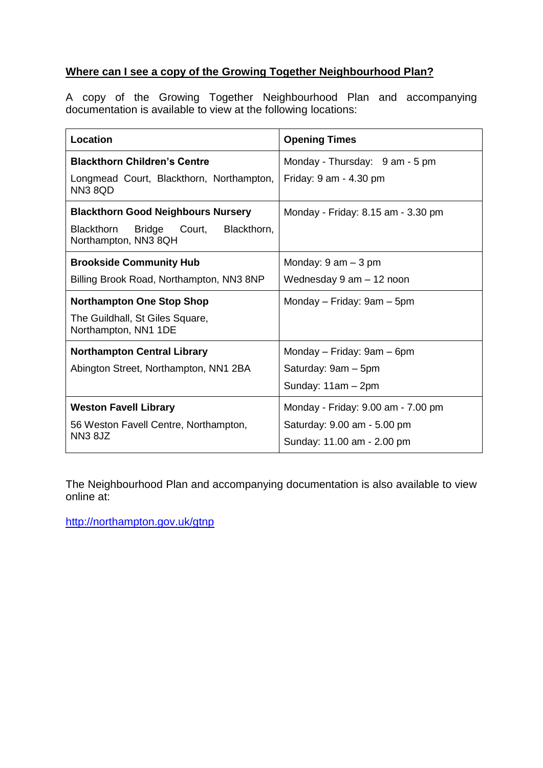## Where can I see a copy of the Growing Together Neighbourhood Plan?

A copy of the Growing Together Neighbourhood Plan and accompanying documentation is available to view at the following locations:

| Location | Opening Times |
|---|---|
| **Blackthorn Children's Centre**<br>Longmead Court, Blackthorn, Northampton, NN3 8QD | Monday - Thursday: 9 am - 5 pm<br>Friday: 9 am - 4.30 pm |
| **Blackthorn Good Neighbours Nursery**<br>Blackthorn Bridge Court, Blackthorn, Northampton, NN3 8QH | Monday - Friday: 8.15 am - 3.30 pm |
| **Brookside Community Hub**<br>Billing Brook Road, Northampton, NN3 8NP | Monday: 9 am – 3 pm<br>Wednesday 9 am – 12 noon |
| **Northampton One Stop Shop**<br>The Guildhall, St Giles Square, Northampton, NN1 1DE | Monday – Friday: 9am – 5pm |
| **Northampton Central Library**<br>Abington Street, Northampton, NN1 2BA | Monday – Friday: 9am – 6pm<br>Saturday: 9am – 5pm<br>Sunday: 11am – 2pm |
| **Weston Favell Library**<br>56 Weston Favell Centre, Northampton, NN3 8JZ | Monday - Friday: 9.00 am - 7.00 pm<br>Saturday: 9.00 am - 5.00 pm<br>Sunday: 11.00 am - 2.00 pm |

The Neighbourhood Plan and accompanying documentation is also available to view online at:

http://northampton.gov.uk/gtnp